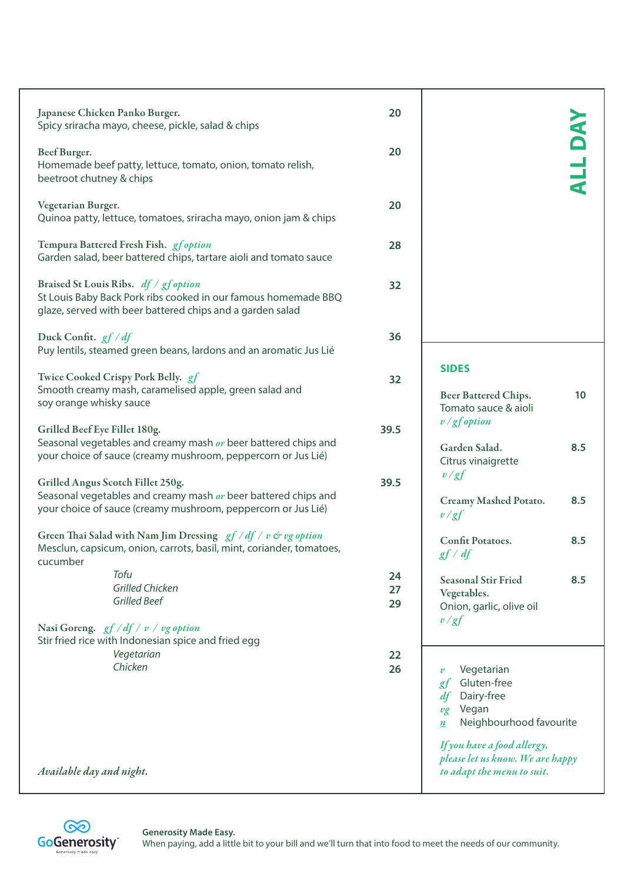# ALL DAY

**Japanese Chicken Panko Burger.** — 20
Spicy sriracha mayo, cheese, pickle, salad & chips

**Beef Burger.** — 20
Homemade beef patty, lettuce, tomato, onion, tomato relish, beetroot chutney & chips

**Vegetarian Burger.** — 20
Quinoa patty, lettuce, tomatoes, sriracha mayo, onion jam & chips

**Tempura Battered Fresh Fish.** *gf option* — 28
Garden salad, beer battered chips, tartare aioli and tomato sauce

**Braised St Louis Ribs.** *df / gf option* — 32
St Louis Baby Back Pork ribs cooked in our famous homemade BBQ glaze, served with beer battered chips and a garden salad

**Duck Confit.** *gf / df* — 36
Puy lentils, steamed green beans, lardons and an aromatic Jus Lié

**Twice Cooked Crispy Pork Belly.** *gf* — 32
Smooth creamy mash, caramelised apple, green salad and soy orange whisky sauce

**Grilled Beef Eye Fillet 180g.** — 39.5
Seasonal vegetables and creamy mash *or* beer battered chips and your choice of sauce (creamy mushroom, peppercorn or Jus Lié)

**Grilled Angus Scotch Fillet 250g.** — 39.5
Seasonal vegetables and creamy mash *or* beer battered chips and your choice of sauce (creamy mushroom, peppercorn or Jus Lié)

**Green Thai Salad with Nam Jim Dressing** *gf / df / v & vg option*
Mesclun, capsicum, onion, carrots, basil, mint, coriander, tomatoes, cucumber

- *Tofu* — 24
- *Grilled Chicken* — 27
- *Grilled Beef* — 29

**Nasi Goreng.** *gf / df / v / vg option*
Stir fried rice with Indonesian spice and fried egg

- *Vegetarian* — 22
- *Chicken* — 26

*Available day and night.*

## SIDES

**Beer Battered Chips.** — 10
Tomato sauce & aioli
*v / gf option*

**Garden Salad.** — 8.5
Citrus vinaigrette
*v / gf*

**Creamy Mashed Potato.** — 8.5
*v / gf*

**Confit Potatoes.** — 8.5
*gf / df*

**Seasonal Stir Fried Vegetables.** — 8.5
Onion, garlic, olive oil
*v / gf*

- *v* Vegetarian
- *gf* Gluten-free
- *df* Dairy-free
- *vg* Vegan
- *n* Neighbourhood favourite

*If you have a food allergy, please let us know. We are happy to adapt the menu to suit.*

GoGenerosity — Generosity made easy

**Generosity Made Easy.**
When paying, add a little bit to your bill and we'll turn that into food to meet the needs of our community.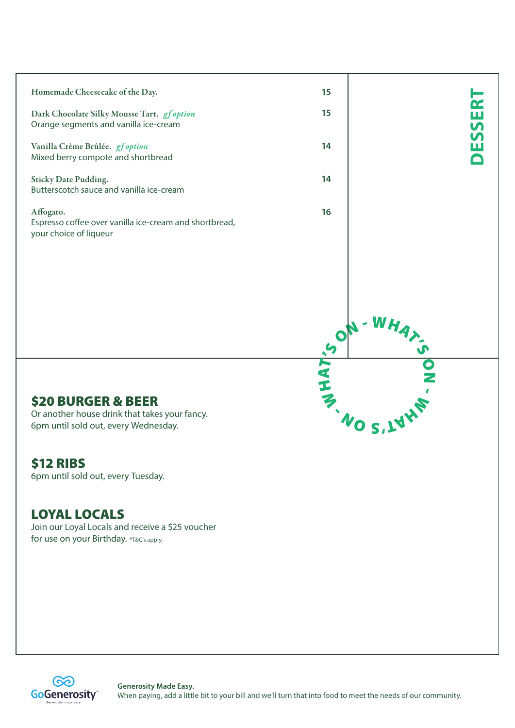# DESSERT

| | |
|---|---|
| **Homemade Cheesecake of the Day.** | 15 |
| **Dark Chocolate Silky Mousse Tart.** *gf option*<br>Orange segments and vanilla ice-cream | 15 |
| **Vanilla Crème Brûlée.** *gf option*<br>Mixed berry compote and shortbread | 14 |
| **Sticky Date Pudding.**<br>Butterscotch sauce and vanilla ice-cream | 14 |
| **Affogato.**<br>Espresso coffee over vanilla ice-cream and shortbread, your choice of liqueur | 16 |

WHAT'S ON - WHAT'S ON - WHAT'S ON -

## $20 BURGER & BEER

Or another house drink that takes your fancy.
6pm until sold out, every Wednesday.

## $12 RIBS

6pm until sold out, every Tuesday.

## LOYAL LOCALS

Join our Loyal Locals and receive a $25 voucher for use on your Birthday. *T&C's apply.

GoGenerosity™
Generosity made easy

**Generosity Made Easy.**
When paying, add a little bit to your bill and we'll turn that into food to meet the needs of our community.